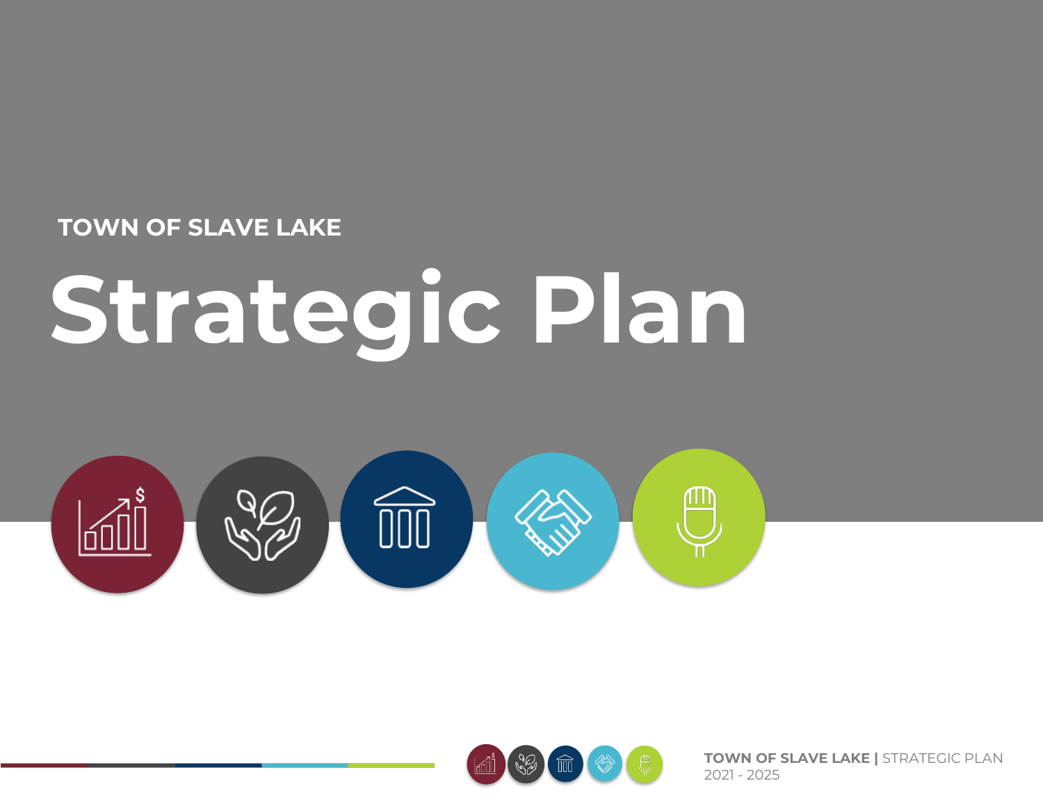TOWN OF SLAVE LAKE

# Strategic Plan

**TOWN OF SLAVE LAKE |** STRATEGIC PLAN
2021 - 2025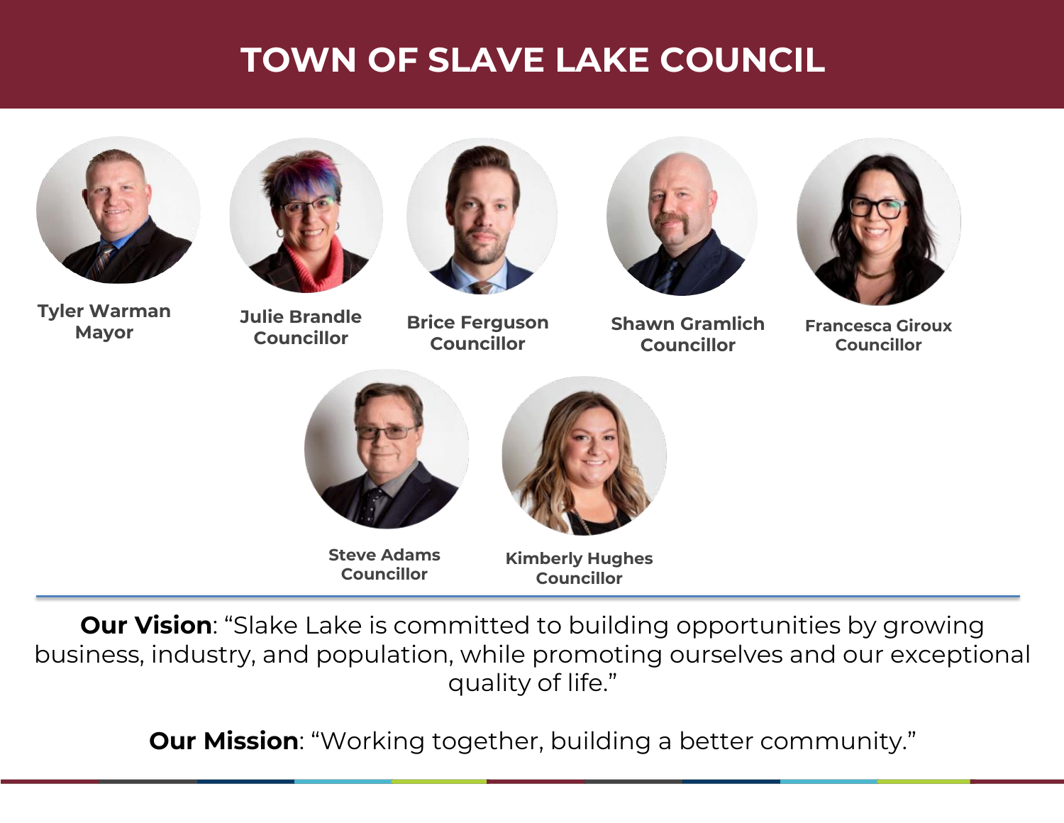# TOWN OF SLAVE LAKE COUNCIL

**Tyler Warman**
**Mayor**

**Julie Brandle**
**Councillor**

**Brice Ferguson**
**Councillor**

**Shawn Gramlich**
**Councillor**

**Francesca Giroux**
**Councillor**

**Steve Adams**
**Councillor**

**Kimberly Hughes**
**Councillor**

---

**Our Vision**: "Slake Lake is committed to building opportunities by growing business, industry, and population, while promoting ourselves and our exceptional quality of life."

**Our Mission**: "Working together, building a better community."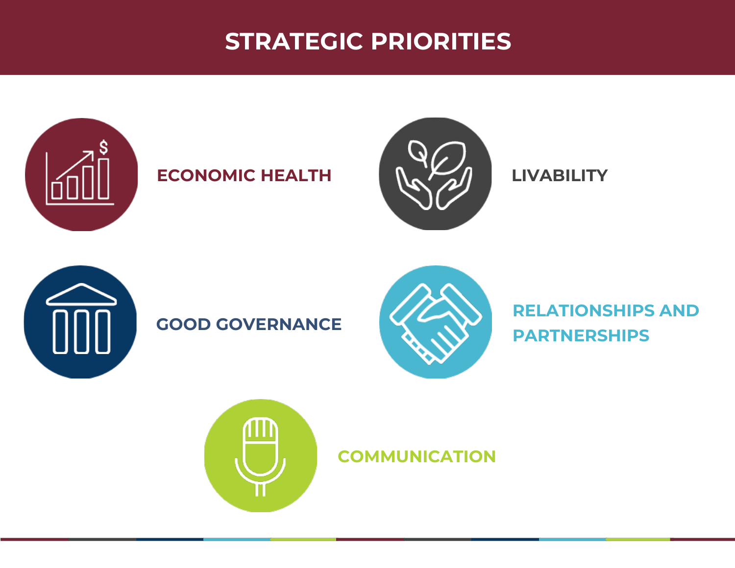# STRATEGIC PRIORITIES

- ECONOMIC HEALTH
- LIVABILITY
- GOOD GOVERNANCE
- RELATIONSHIPS AND PARTNERSHIPS
- COMMUNICATION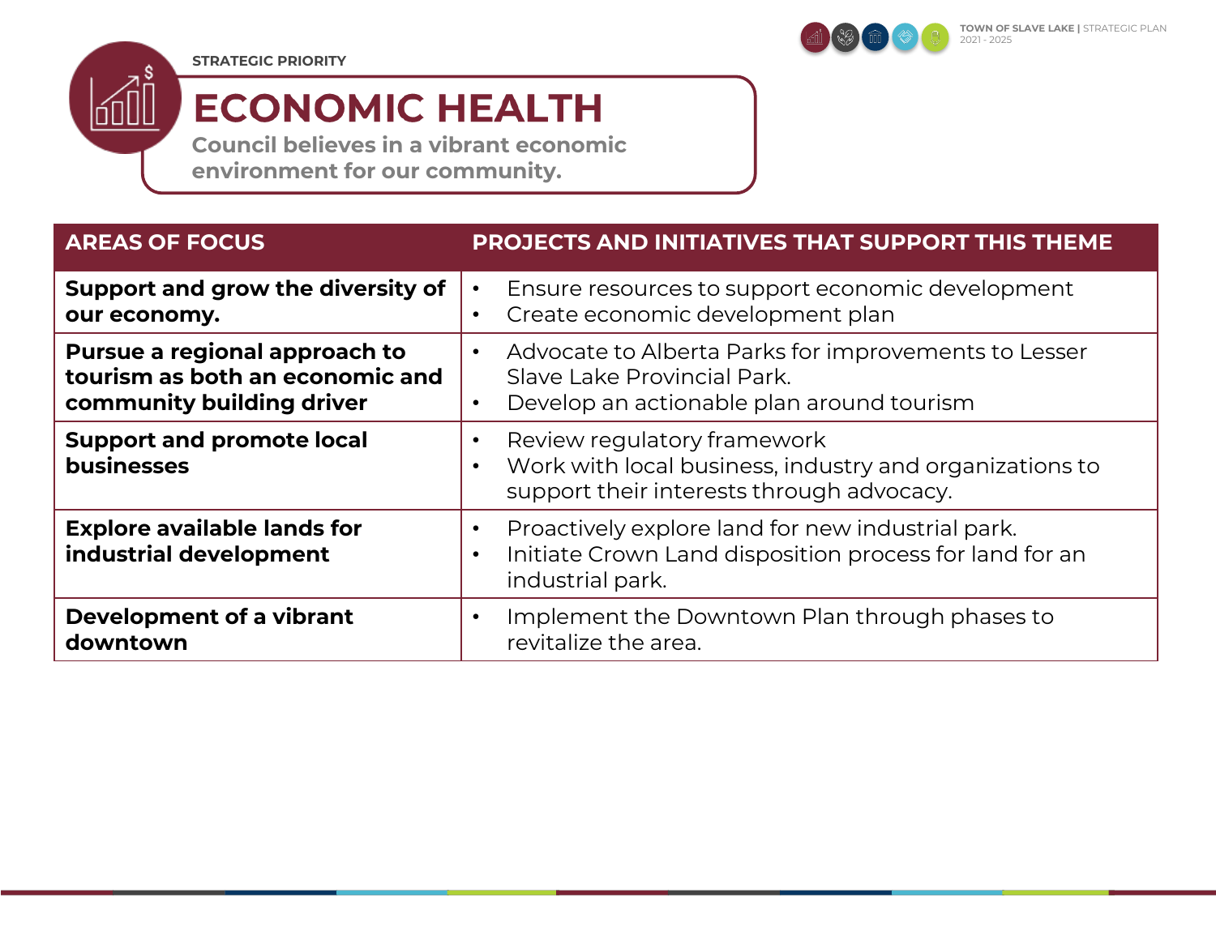STRATEGIC PRIORITY

# ECONOMIC HEALTH

Council believes in a vibrant economic environment for our community.

| AREAS OF FOCUS | PROJECTS AND INITIATIVES THAT SUPPORT THIS THEME |
|---|---|
| **Support and grow the diversity of our economy.** | • Ensure resources to support economic development<br>• Create economic development plan |
| **Pursue a regional approach to tourism as both an economic and community building driver** | • Advocate to Alberta Parks for improvements to Lesser Slave Lake Provincial Park.<br>• Develop an actionable plan around tourism |
| **Support and promote local businesses** | • Review regulatory framework<br>• Work with local business, industry and organizations to support their interests through advocacy. |
| **Explore available lands for industrial development** | • Proactively explore land for new industrial park.<br>• Initiate Crown Land disposition process for land for an industrial park. |
| **Development of a vibrant downtown** | • Implement the Downtown Plan through phases to revitalize the area. |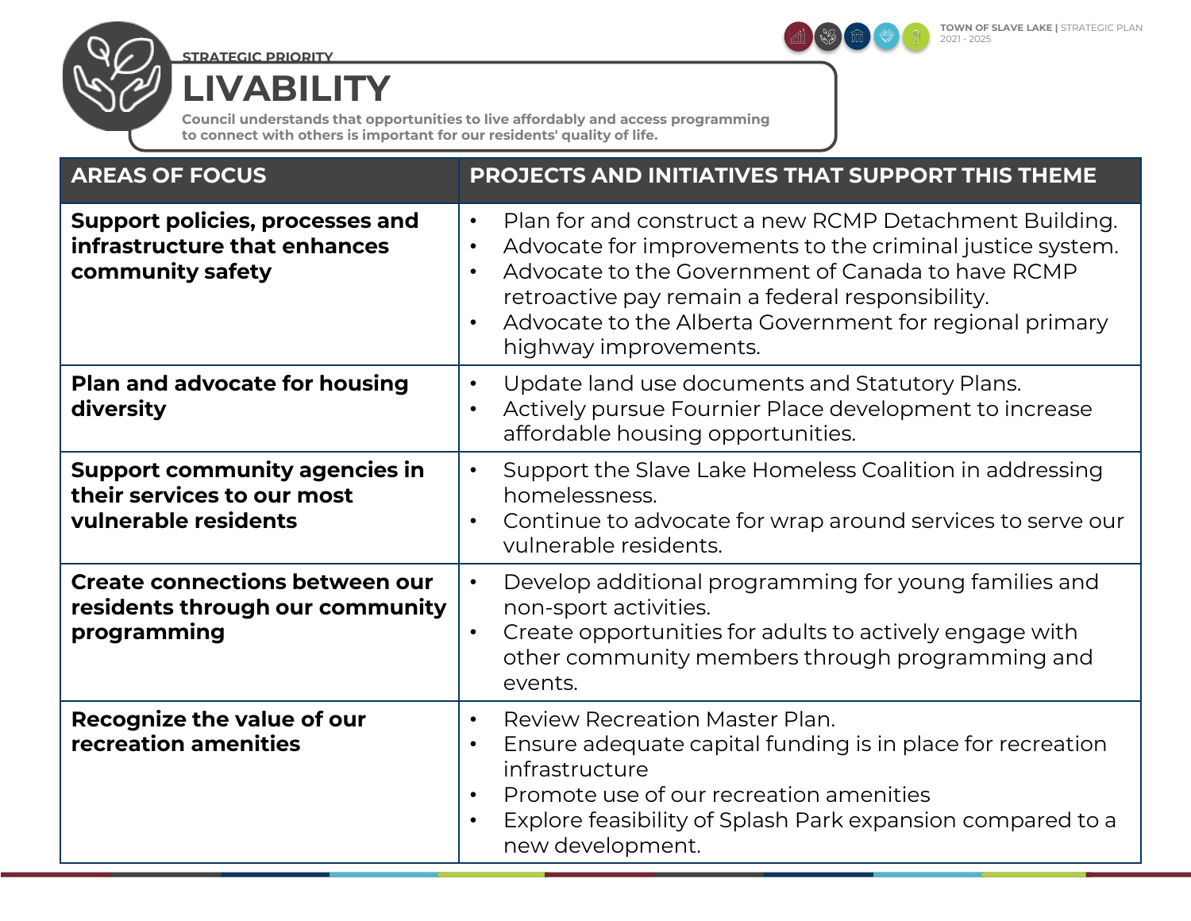STRATEGIC PRIORITY

# LIVABILITY

**Council understands that opportunities to live affordably and access programming to connect with others is important for our residents' quality of life.**

| AREAS OF FOCUS | PROJECTS AND INITIATIVES THAT SUPPORT THIS THEME |
|---|---|
| **Support policies, processes and infrastructure that enhances community safety** | • Plan for and construct a new RCMP Detachment Building.<br>• Advocate for improvements to the criminal justice system.<br>• Advocate to the Government of Canada to have RCMP retroactive pay remain a federal responsibility.<br>• Advocate to the Alberta Government for regional primary highway improvements. |
| **Plan and advocate for housing diversity** | • Update land use documents and Statutory Plans.<br>• Actively pursue Fournier Place development to increase affordable housing opportunities. |
| **Support community agencies in their services to our most vulnerable residents** | • Support the Slave Lake Homeless Coalition in addressing homelessness.<br>• Continue to advocate for wrap around services to serve our vulnerable residents. |
| **Create connections between our residents through our community programming** | • Develop additional programming for young families and non-sport activities.<br>• Create opportunities for adults to actively engage with other community members through programming and events. |
| **Recognize the value of our recreation amenities** | • Review Recreation Master Plan.<br>• Ensure adequate capital funding is in place for recreation infrastructure<br>• Promote use of our recreation amenities<br>• Explore feasibility of Splash Park expansion compared to a new development. |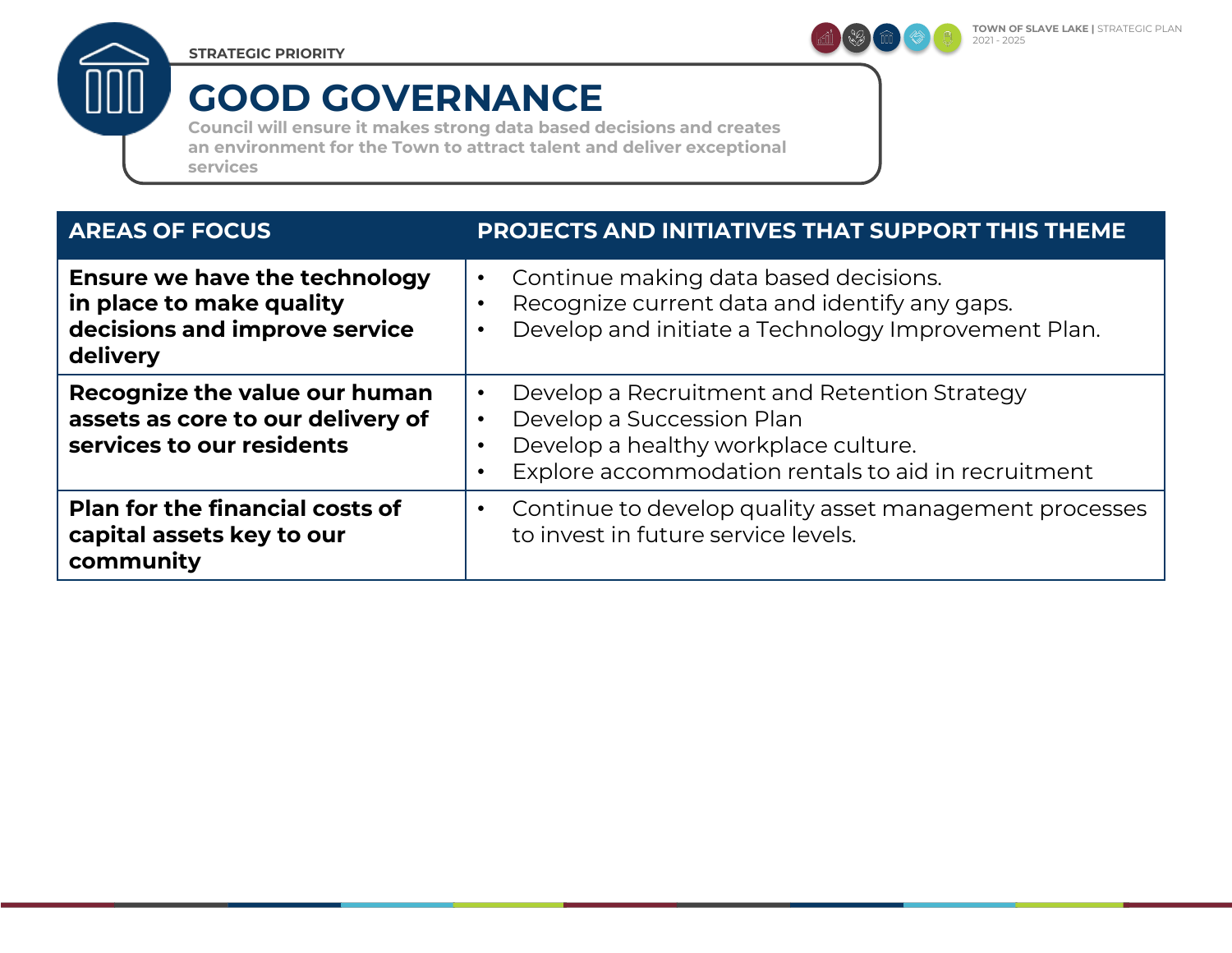STRATEGIC PRIORITY

# GOOD GOVERNANCE

Council will ensure it makes strong data based decisions and creates an environment for the Town to attract talent and deliver exceptional services

| AREAS OF FOCUS | PROJECTS AND INITIATIVES THAT SUPPORT THIS THEME |
|---|---|
| **Ensure we have the technology in place to make quality decisions and improve service delivery** | • Continue making data based decisions.<br>• Recognize current data and identify any gaps.<br>• Develop and initiate a Technology Improvement Plan. |
| **Recognize the value our human assets as core to our delivery of services to our residents** | • Develop a Recruitment and Retention Strategy<br>• Develop a Succession Plan<br>• Develop a healthy workplace culture.<br>• Explore accommodation rentals to aid in recruitment |
| **Plan for the financial costs of capital assets key to our community** | • Continue to develop quality asset management processes to invest in future service levels. |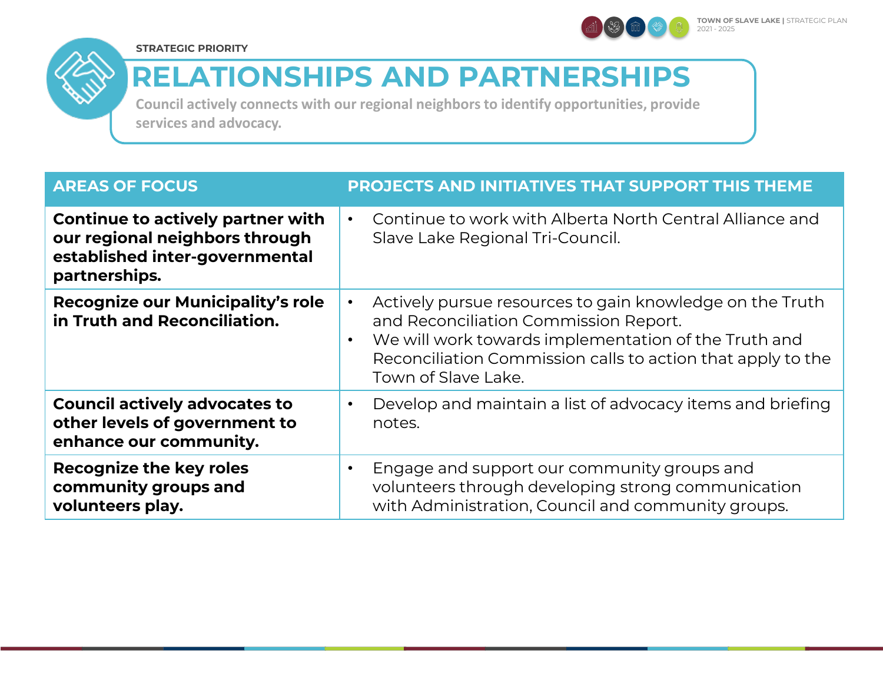STRATEGIC PRIORITY

# RELATIONSHIPS AND PARTNERSHIPS

Council actively connects with our regional neighbors to identify opportunities, provide services and advocacy.

| AREAS OF FOCUS | PROJECTS AND INITIATIVES THAT SUPPORT THIS THEME |
| --- | --- |
| **Continue to actively partner with our regional neighbors through established inter-governmental partnerships.** | • Continue to work with Alberta North Central Alliance and Slave Lake Regional Tri-Council. |
| **Recognize our Municipality's role in Truth and Reconciliation.** | • Actively pursue resources to gain knowledge on the Truth and Reconciliation Commission Report.<br>• We will work towards implementation of the Truth and Reconciliation Commission calls to action that apply to the Town of Slave Lake. |
| **Council actively advocates to other levels of government to enhance our community.** | • Develop and maintain a list of advocacy items and briefing notes. |
| **Recognize the key roles community groups and volunteers play.** | • Engage and support our community groups and volunteers through developing strong communication with Administration, Council and community groups. |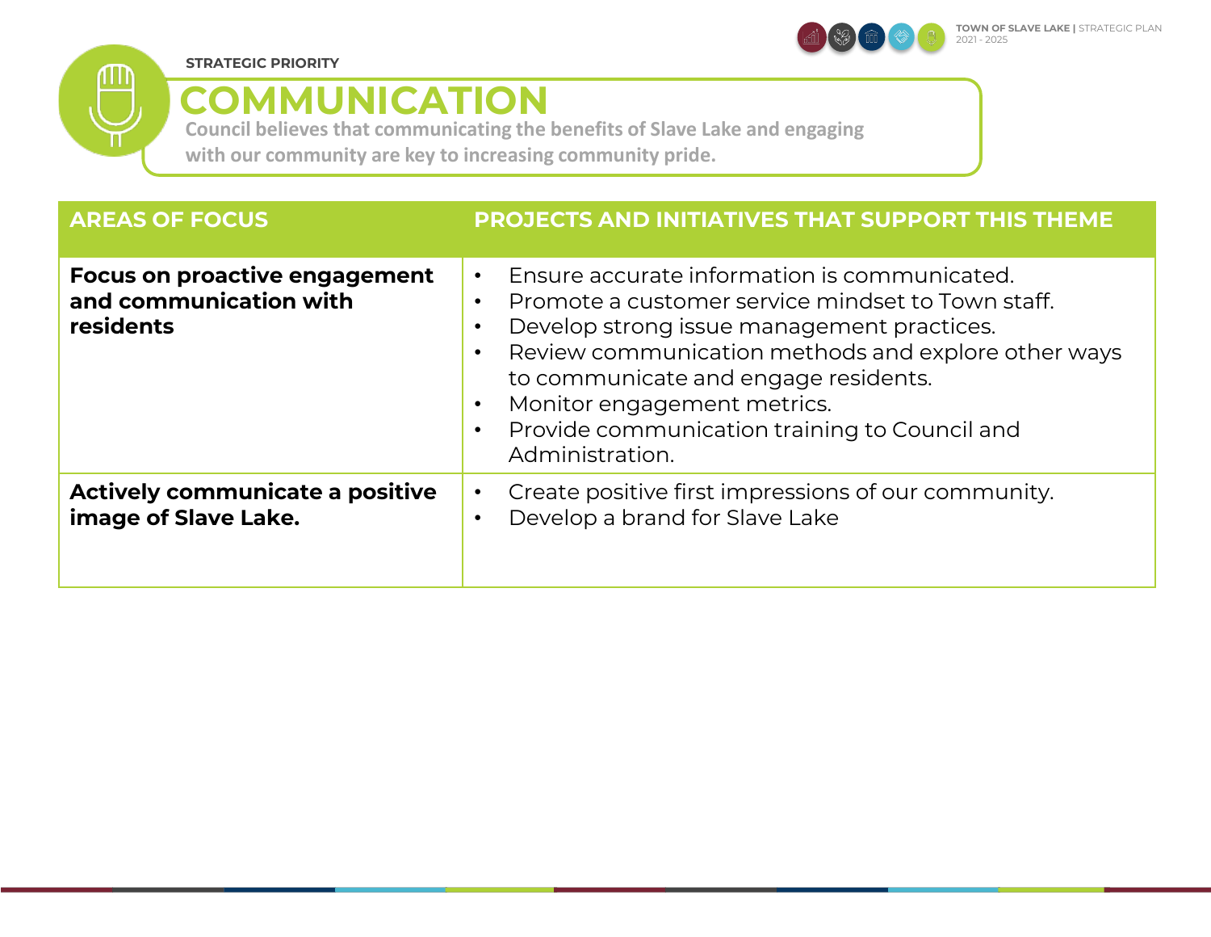STRATEGIC PRIORITY

# COMMUNICATION

Council believes that communicating the benefits of Slave Lake and engaging with our community are key to increasing community pride.

| AREAS OF FOCUS | PROJECTS AND INITIATIVES THAT SUPPORT THIS THEME |
|---|---|
| **Focus on proactive engagement and communication with residents** | • Ensure accurate information is communicated.<br>• Promote a customer service mindset to Town staff.<br>• Develop strong issue management practices.<br>• Review communication methods and explore other ways to communicate and engage residents.<br>• Monitor engagement metrics.<br>• Provide communication training to Council and Administration. |
| **Actively communicate a positive image of Slave Lake.** | • Create positive first impressions of our community.<br>• Develop a brand for Slave Lake |